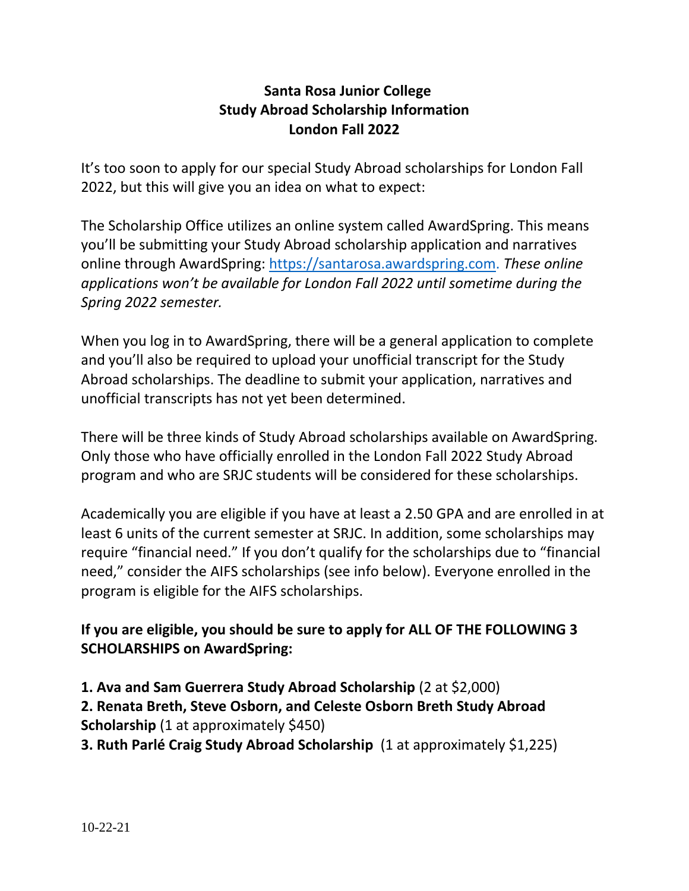**Santa Rosa Junior College**
**Study Abroad Scholarship Information**
**London Fall 2022**

It's too soon to apply for our special Study Abroad scholarships for London Fall 2022, but this will give you an idea on what to expect:

The Scholarship Office utilizes an online system called AwardSpring. This means you'll be submitting your Study Abroad scholarship application and narratives online through AwardSpring: [https://santarosa.awardspring.com](https://santarosa.awardspring.com). *These online applications won't be available for London Fall 2022 until sometime during the Spring 2022 semester.*

When you log in to AwardSpring, there will be a general application to complete and you'll also be required to upload your unofficial transcript for the Study Abroad scholarships. The deadline to submit your application, narratives and unofficial transcripts has not yet been determined.

There will be three kinds of Study Abroad scholarships available on AwardSpring. Only those who have officially enrolled in the London Fall 2022 Study Abroad program and who are SRJC students will be considered for these scholarships.

Academically you are eligible if you have at least a 2.50 GPA and are enrolled in at least 6 units of the current semester at SRJC. In addition, some scholarships may require "financial need." If you don't qualify for the scholarships due to "financial need," consider the AIFS scholarships (see info below). Everyone enrolled in the program is eligible for the AIFS scholarships.

**If you are eligible, you should be sure to apply for ALL OF THE FOLLOWING 3 SCHOLARSHIPS on AwardSpring:**

**1. Ava and Sam Guerrera Study Abroad Scholarship** (2 at $2,000)
**2. Renata Breth, Steve Osborn, and Celeste Osborn Breth Study Abroad Scholarship** (1 at approximately $450)
**3. Ruth Parlé Craig Study Abroad Scholarship** (1 at approximately $1,225)

10-22-21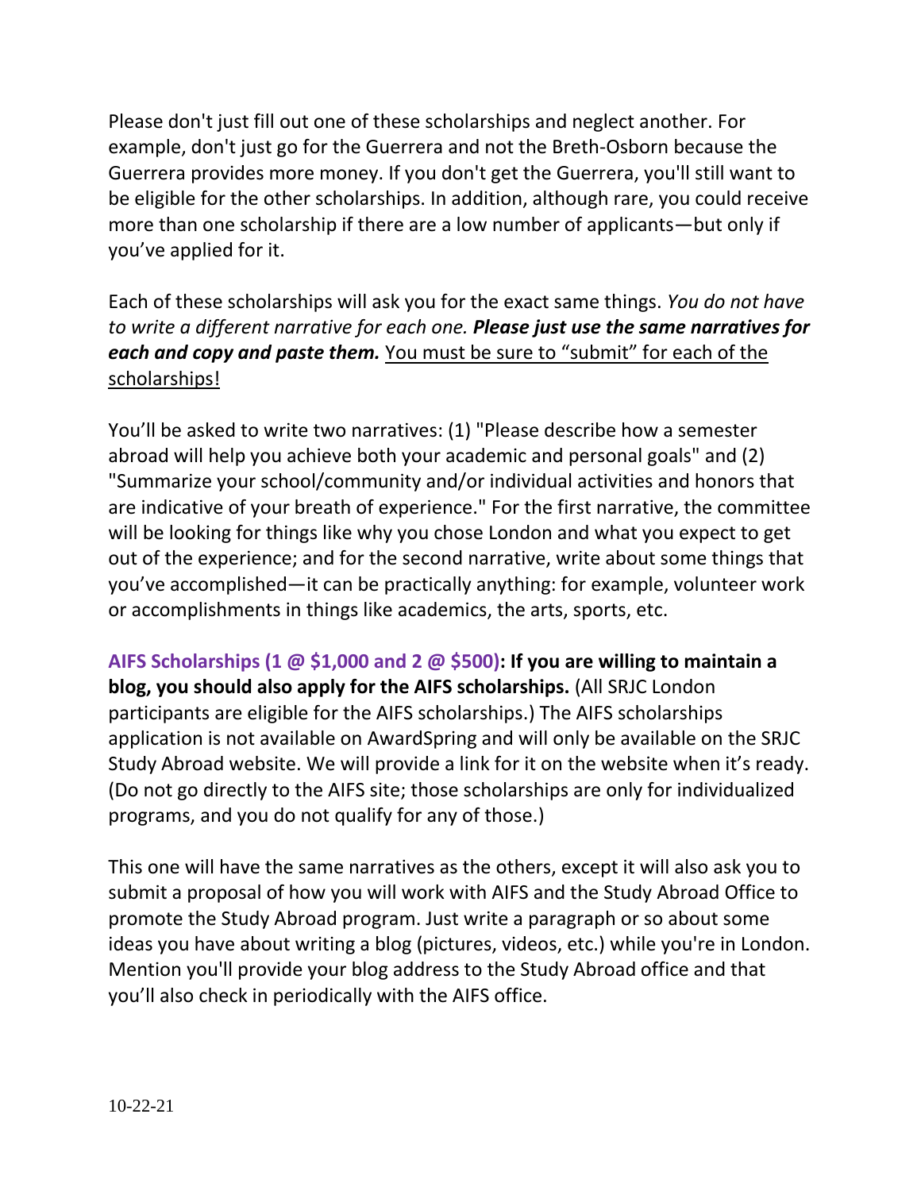Please don't just fill out one of these scholarships and neglect another. For example, don't just go for the Guerrera and not the Breth-Osborn because the Guerrera provides more money. If you don't get the Guerrera, you'll still want to be eligible for the other scholarships. In addition, although rare, you could receive more than one scholarship if there are a low number of applicants—but only if you've applied for it.

Each of these scholarships will ask you for the exact same things. *You do not have to write a different narrative for each one.* ***Please just use the same narratives for each and copy and paste them.*** <u>You must be sure to "submit" for each of the scholarships!</u>

You'll be asked to write two narratives: (1) "Please describe how a semester abroad will help you achieve both your academic and personal goals" and (2) "Summarize your school/community and/or individual activities and honors that are indicative of your breath of experience." For the first narrative, the committee will be looking for things like why you chose London and what you expect to get out of the experience; and for the second narrative, write about some things that you've accomplished—it can be practically anything: for example, volunteer work or accomplishments in things like academics, the arts, sports, etc.

**AIFS Scholarships (1 @ $1,000 and 2 @ $500): If you are willing to maintain a blog, you should also apply for the AIFS scholarships.** (All SRJC London participants are eligible for the AIFS scholarships.) The AIFS scholarships application is not available on AwardSpring and will only be available on the SRJC Study Abroad website. We will provide a link for it on the website when it's ready. (Do not go directly to the AIFS site; those scholarships are only for individualized programs, and you do not qualify for any of those.)

This one will have the same narratives as the others, except it will also ask you to submit a proposal of how you will work with AIFS and the Study Abroad Office to promote the Study Abroad program. Just write a paragraph or so about some ideas you have about writing a blog (pictures, videos, etc.) while you're in London. Mention you'll provide your blog address to the Study Abroad office and that you'll also check in periodically with the AIFS office.

10-22-21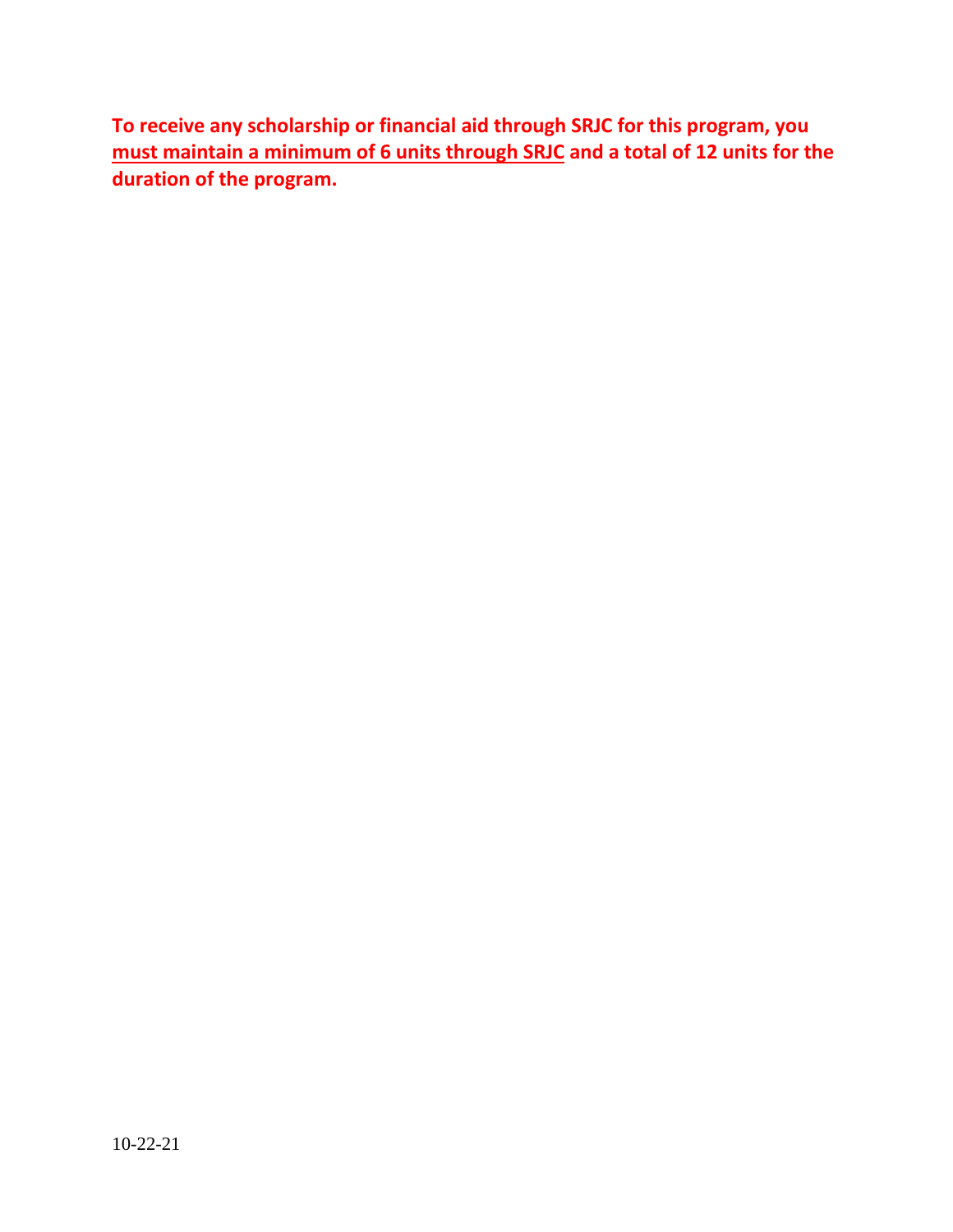**To receive any scholarship or financial aid through SRJC for this program, you <u>must maintain a minimum of 6 units through SRJC</u> and a total of 12 units for the duration of the program.**

10-22-21